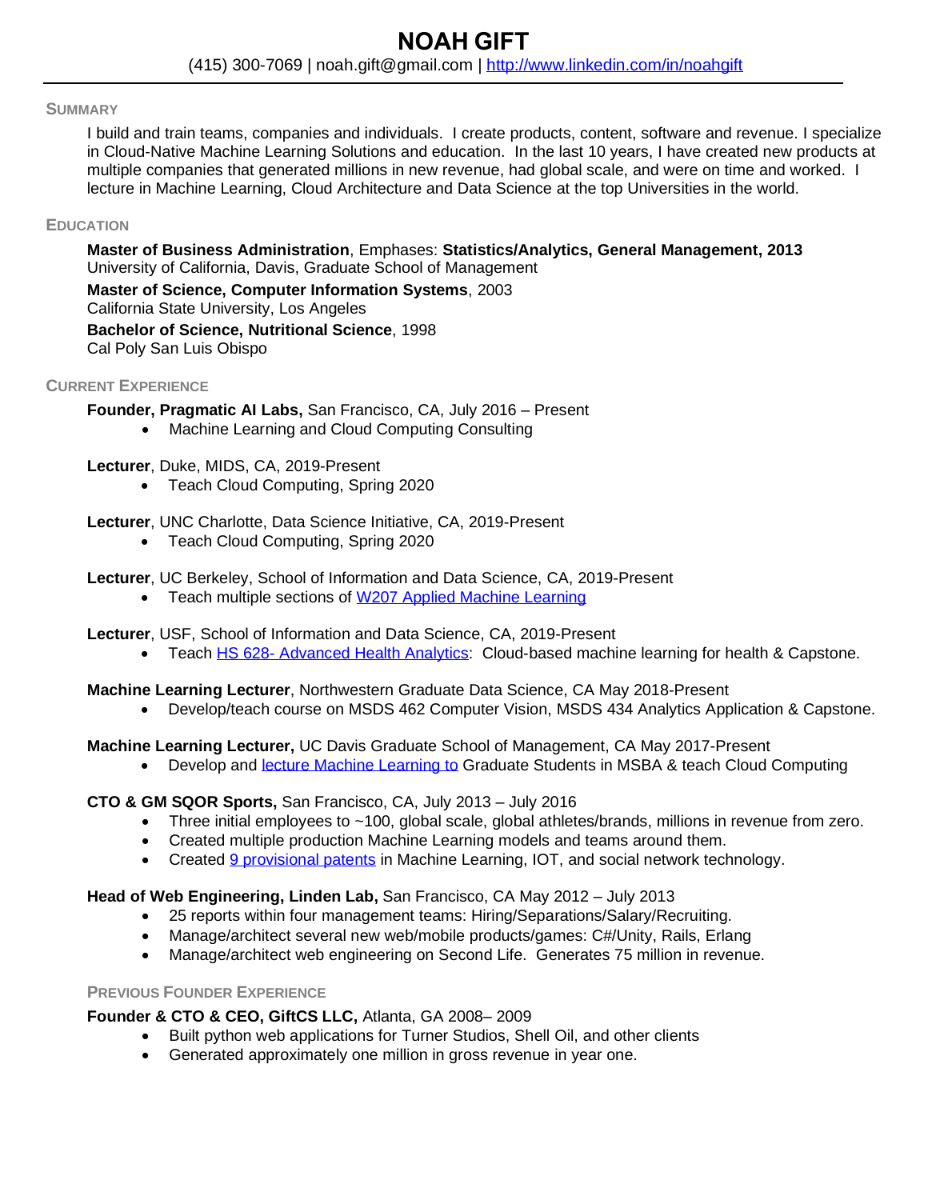# NOAH GIFT

(415) 300-7069 | noah.gift@gmail.com | [http://www.linkedin.com/in/noahgift](http://www.linkedin.com/in/noahgift)

## SUMMARY

I build and train teams, companies and individuals. I create products, content, software and revenue. I specialize in Cloud-Native Machine Learning Solutions and education. In the last 10 years, I have created new products at multiple companies that generated millions in new revenue, had global scale, and were on time and worked. I lecture in Machine Learning, Cloud Architecture and Data Science at the top Universities in the world.

## EDUCATION

**Master of Business Administration**, Emphases: **Statistics/Analytics, General Management, 2013**
University of California, Davis, Graduate School of Management

**Master of Science, Computer Information Systems**, 2003
California State University, Los Angeles

**Bachelor of Science, Nutritional Science**, 1998
Cal Poly San Luis Obispo

## CURRENT EXPERIENCE

**Founder, Pragmatic AI Labs,** San Francisco, CA, July 2016 – Present

- Machine Learning and Cloud Computing Consulting

**Lecturer**, Duke, MIDS, CA, 2019-Present

- Teach Cloud Computing, Spring 2020

**Lecturer**, UNC Charlotte, Data Science Initiative, CA, 2019-Present

- Teach Cloud Computing, Spring 2020

**Lecturer**, UC Berkeley, School of Information and Data Science, CA, 2019-Present

- Teach multiple sections of W207 Applied Machine Learning

**Lecturer**, USF, School of Information and Data Science, CA, 2019-Present

- Teach HS 628- Advanced Health Analytics: Cloud-based machine learning for health & Capstone.

**Machine Learning Lecturer**, Northwestern Graduate Data Science, CA May 2018-Present

- Develop/teach course on MSDS 462 Computer Vision, MSDS 434 Analytics Application & Capstone.

**Machine Learning Lecturer,** UC Davis Graduate School of Management, CA May 2017-Present

- Develop and lecture Machine Learning to Graduate Students in MSBA & teach Cloud Computing

**CTO & GM SQOR Sports,** San Francisco, CA, July 2013 – July 2016

- Three initial employees to ~100, global scale, global athletes/brands, millions in revenue from zero.
- Created multiple production Machine Learning models and teams around them.
- Created 9 provisional patents in Machine Learning, IOT, and social network technology.

**Head of Web Engineering, Linden Lab,** San Francisco, CA May 2012 – July 2013

- 25 reports within four management teams: Hiring/Separations/Salary/Recruiting.
- Manage/architect several new web/mobile products/games: C#/Unity, Rails, Erlang
- Manage/architect web engineering on Second Life. Generates 75 million in revenue.

## PREVIOUS FOUNDER EXPERIENCE

**Founder & CTO & CEO, GiftCS LLC,** Atlanta, GA 2008– 2009

- Built python web applications for Turner Studios, Shell Oil, and other clients
- Generated approximately one million in gross revenue in year one.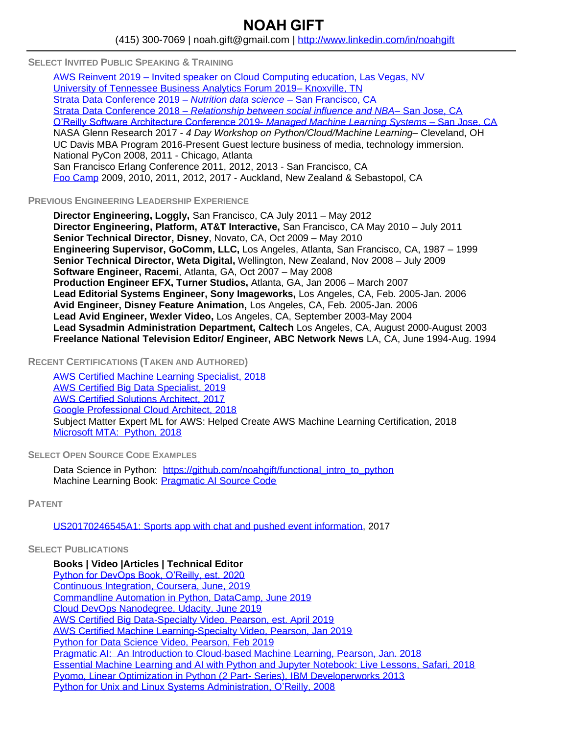# NOAH GIFT

(415) 300-7069 | noah.gift@gmail.com | http://www.linkedin.com/in/noahgift

## SELECT INVITED PUBLIC SPEAKING & TRAINING

AWS Reinvent 2019 – Invited speaker on Cloud Computing education, Las Vegas, NV
University of Tennessee Business Analytics Forum 2019– Knoxville, TN
Strata Data Conference 2019 – *Nutrition data science* – San Francisco, CA
Strata Data Conference 2018 – *Relationship between social influence and NBA*– San Jose, CA
O'Reilly Software Architecture Conference 2019- *Managed Machine Learning Systems* – San Jose, CA
NASA Glenn Research 2017 - *4 Day Workshop on Python/Cloud/Machine Learning*– Cleveland, OH
UC Davis MBA Program 2016-Present Guest lecture business of media, technology immersion.
National PyCon 2008, 2011 - Chicago, Atlanta
San Francisco Erlang Conference 2011, 2012, 2013 - San Francisco, CA
Foo Camp 2009, 2010, 2011, 2012, 2017 - Auckland, New Zealand & Sebastopol, CA

## PREVIOUS ENGINEERING LEADERSHIP EXPERIENCE

**Director Engineering, Loggly,** San Francisco, CA July 2011 – May 2012
**Director Engineering, Platform, AT&T Interactive,** San Francisco, CA May 2010 – July 2011
**Senior Technical Director, Disney**, Novato, CA, Oct 2009 – May 2010
**Engineering Supervisor, GoComm, LLC,** Los Angeles, Atlanta, San Francisco, CA, 1987 – 1999
**Senior Technical Director, Weta Digital,** Wellington, New Zealand, Nov 2008 – July 2009
**Software Engineer, Racemi**, Atlanta, GA, Oct 2007 – May 2008
**Production Engineer EFX, Turner Studios,** Atlanta, GA, Jan 2006 – March 2007
**Lead Editorial Systems Engineer, Sony Imageworks,** Los Angeles, CA, Feb. 2005-Jan. 2006
**Avid Engineer, Disney Feature Animation,** Los Angeles, CA, Feb. 2005-Jan. 2006
**Lead Avid Engineer, Wexler Video,** Los Angeles, CA, September 2003-May 2004
**Lead Sysadmin Administration Department, Caltech** Los Angeles, CA, August 2000-August 2003
**Freelance National Television Editor/ Engineer, ABC Network News** LA, CA, June 1994-Aug. 1994

## RECENT CERTIFICATIONS (TAKEN AND AUTHORED)

AWS Certified Machine Learning Specialist, 2018
AWS Certified Big Data Specialist, 2019
AWS Certified Solutions Architect, 2017
Google Professional Cloud Architect, 2018
Subject Matter Expert ML for AWS: Helped Create AWS Machine Learning Certification, 2018
Microsoft MTA: Python, 2018

## SELECT OPEN SOURCE CODE EXAMPLES

Data Science in Python: https://github.com/noahgift/functional_intro_to_python
Machine Learning Book: Pragmatic AI Source Code

## PATENT

US20170246545A1: Sports app with chat and pushed event information, 2017

## SELECT PUBLICATIONS

**Books | Video |Articles | Technical Editor**
Python for DevOps Book, O'Reilly, est. 2020
Continuous Integration, Coursera, June, 2019
Commandline Automation in Python, DataCamp, June 2019
Cloud DevOps Nanodegree, Udacity, June 2019
AWS Certified Big Data-Specialty Video, Pearson, est. April 2019
AWS Certified Machine Learning-Specialty Video, Pearson, Jan 2019
Python for Data Science Video, Pearson, Feb 2019
Pragmatic AI: An Introduction to Cloud-based Machine Learning, Pearson, Jan. 2018
Essential Machine Learning and AI with Python and Jupyter Notebook: Live Lessons, Safari, 2018
Pyomo, Linear Optimization in Python (2 Part- Series), IBM Developerworks 2013
Python for Unix and Linux Systems Administration, O'Reilly, 2008